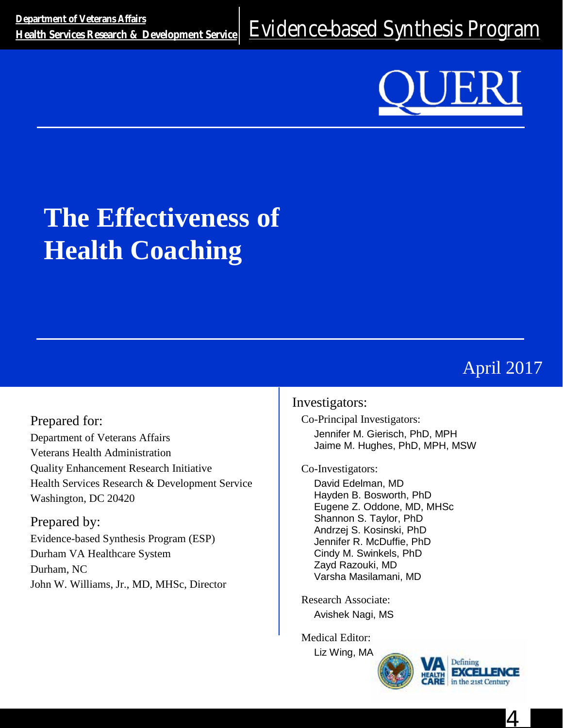Department of Veterans Affairs
Health Services Research & Development Service

Evidence-based Synthesis Program

QUERI

# The Effectiveness of Health Coaching

April 2017

## Prepared for:

Department of Veterans Affairs
Veterans Health Administration
Quality Enhancement Research Initiative
Health Services Research & Development Service
Washington, DC 20420

## Prepared by:

Evidence-based Synthesis Program (ESP)
Durham VA Healthcare System
Durham, NC
John W. Williams, Jr., MD, MHSc, Director

## Investigators:

Co-Principal Investigators:

Jennifer M. Gierisch, PhD, MPH
Jaime M. Hughes, PhD, MPH, MSW

Co-Investigators:

David Edelman, MD
Hayden B. Bosworth, PhD
Eugene Z. Oddone, MD, MHSc
Shannon S. Taylor, PhD
Andrzej S. Kosinski, PhD
Jennifer R. McDuffie, PhD
Cindy M. Swinkels, PhD
Zayd Razouki, MD
Varsha Masilamani, MD

Research Associate:

Avishek Nagi, MS

Medical Editor:

Liz Wing, MA

VA Health Care — Defining Excellence in the 21st Century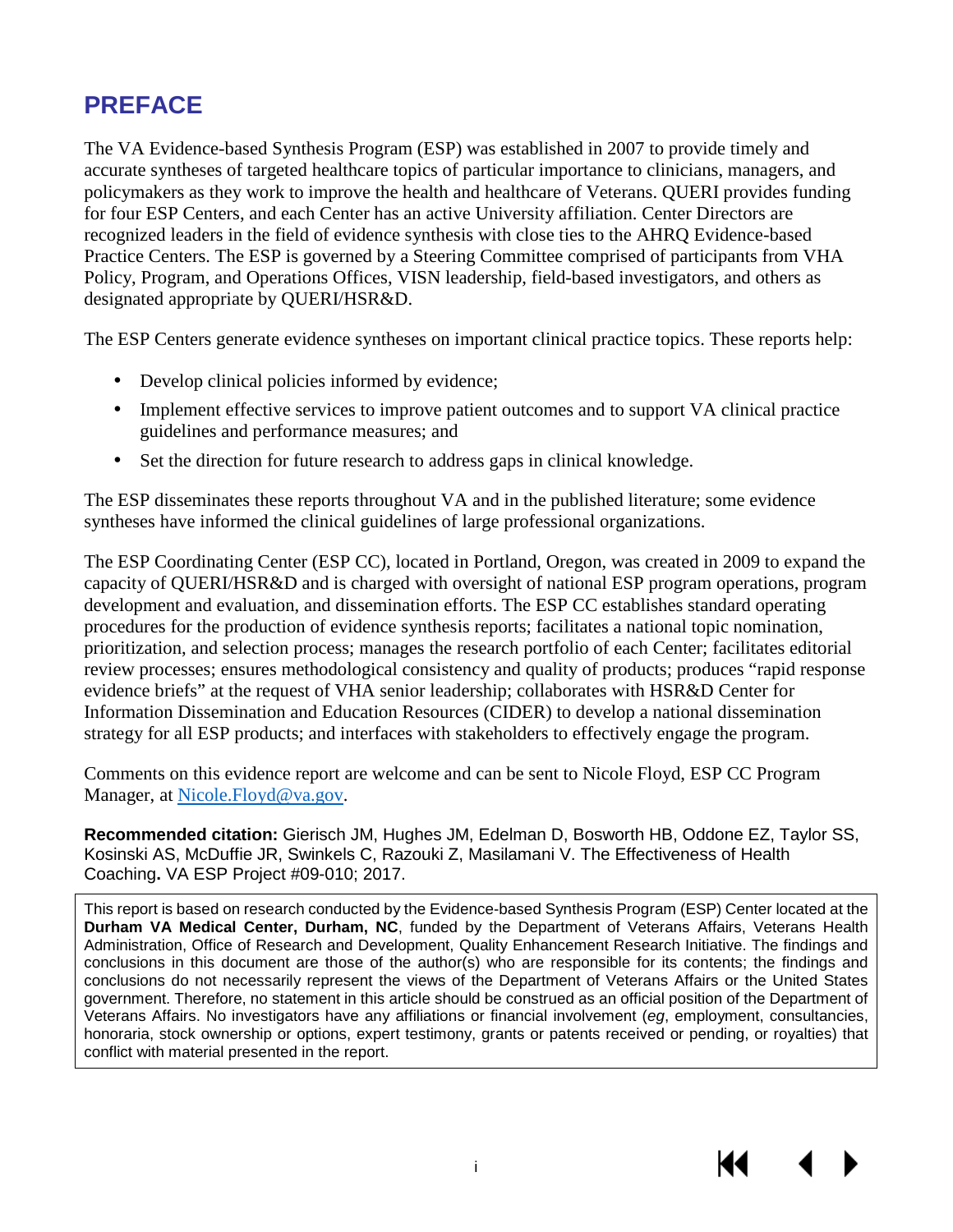# PREFACE

The VA Evidence-based Synthesis Program (ESP) was established in 2007 to provide timely and accurate syntheses of targeted healthcare topics of particular importance to clinicians, managers, and policymakers as they work to improve the health and healthcare of Veterans. QUERI provides funding for four ESP Centers, and each Center has an active University affiliation. Center Directors are recognized leaders in the field of evidence synthesis with close ties to the AHRQ Evidence-based Practice Centers. The ESP is governed by a Steering Committee comprised of participants from VHA Policy, Program, and Operations Offices, VISN leadership, field-based investigators, and others as designated appropriate by QUERI/HSR&D.

The ESP Centers generate evidence syntheses on important clinical practice topics. These reports help:

- Develop clinical policies informed by evidence;
- Implement effective services to improve patient outcomes and to support VA clinical practice guidelines and performance measures; and
- Set the direction for future research to address gaps in clinical knowledge.

The ESP disseminates these reports throughout VA and in the published literature; some evidence syntheses have informed the clinical guidelines of large professional organizations.

The ESP Coordinating Center (ESP CC), located in Portland, Oregon, was created in 2009 to expand the capacity of QUERI/HSR&D and is charged with oversight of national ESP program operations, program development and evaluation, and dissemination efforts. The ESP CC establishes standard operating procedures for the production of evidence synthesis reports; facilitates a national topic nomination, prioritization, and selection process; manages the research portfolio of each Center; facilitates editorial review processes; ensures methodological consistency and quality of products; produces "rapid response evidence briefs" at the request of VHA senior leadership; collaborates with HSR&D Center for Information Dissemination and Education Resources (CIDER) to develop a national dissemination strategy for all ESP products; and interfaces with stakeholders to effectively engage the program.

Comments on this evidence report are welcome and can be sent to Nicole Floyd, ESP CC Program Manager, at Nicole.Floyd@va.gov.

**Recommended citation:** Gierisch JM, Hughes JM, Edelman D, Bosworth HB, Oddone EZ, Taylor SS, Kosinski AS, McDuffie JR, Swinkels C, Razouki Z, Masilamani V. The Effectiveness of Health Coaching**.** VA ESP Project #09-010; 2017.

This report is based on research conducted by the Evidence-based Synthesis Program (ESP) Center located at the **Durham VA Medical Center, Durham, NC**, funded by the Department of Veterans Affairs, Veterans Health Administration, Office of Research and Development, Quality Enhancement Research Initiative. The findings and conclusions in this document are those of the author(s) who are responsible for its contents; the findings and conclusions do not necessarily represent the views of the Department of Veterans Affairs or the United States government. Therefore, no statement in this article should be construed as an official position of the Department of Veterans Affairs. No investigators have any affiliations or financial involvement (*eg*, employment, consultancies, honoraria, stock ownership or options, expert testimony, grants or patents received or pending, or royalties) that conflict with material presented in the report.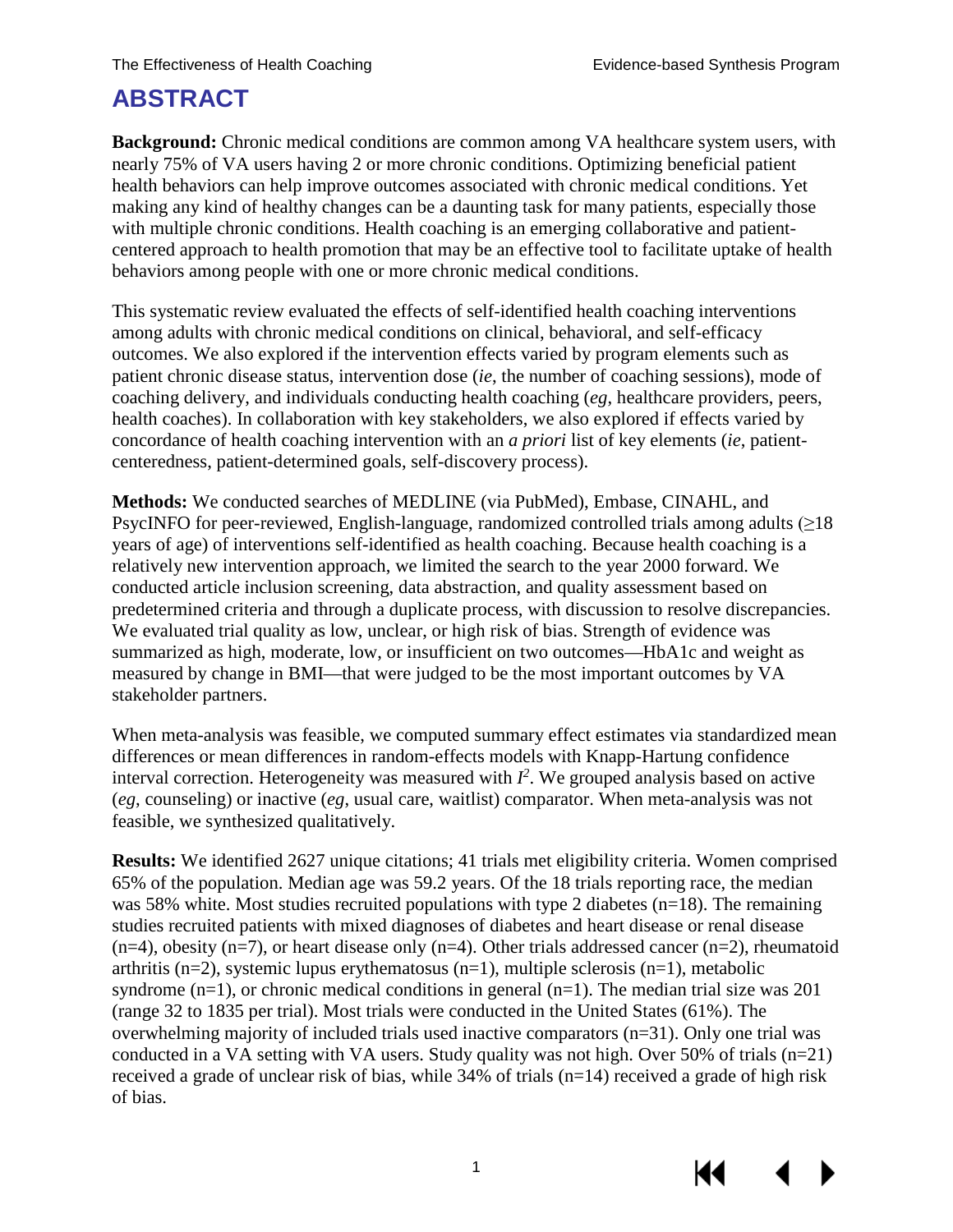# ABSTRACT

**Background:** Chronic medical conditions are common among VA healthcare system users, with nearly 75% of VA users having 2 or more chronic conditions. Optimizing beneficial patient health behaviors can help improve outcomes associated with chronic medical conditions. Yet making any kind of healthy changes can be a daunting task for many patients, especially those with multiple chronic conditions. Health coaching is an emerging collaborative and patient-centered approach to health promotion that may be an effective tool to facilitate uptake of health behaviors among people with one or more chronic medical conditions.

This systematic review evaluated the effects of self-identified health coaching interventions among adults with chronic medical conditions on clinical, behavioral, and self-efficacy outcomes. We also explored if the intervention effects varied by program elements such as patient chronic disease status, intervention dose (*ie*, the number of coaching sessions), mode of coaching delivery, and individuals conducting health coaching (*eg*, healthcare providers, peers, health coaches). In collaboration with key stakeholders, we also explored if effects varied by concordance of health coaching intervention with an *a priori* list of key elements (*ie*, patient-centeredness, patient-determined goals, self-discovery process).

**Methods:** We conducted searches of MEDLINE (via PubMed), Embase, CINAHL, and PsycINFO for peer-reviewed, English-language, randomized controlled trials among adults (≥18 years of age) of interventions self-identified as health coaching. Because health coaching is a relatively new intervention approach, we limited the search to the year 2000 forward. We conducted article inclusion screening, data abstraction, and quality assessment based on predetermined criteria and through a duplicate process, with discussion to resolve discrepancies. We evaluated trial quality as low, unclear, or high risk of bias. Strength of evidence was summarized as high, moderate, low, or insufficient on two outcomes—HbA1c and weight as measured by change in BMI—that were judged to be the most important outcomes by VA stakeholder partners.

When meta-analysis was feasible, we computed summary effect estimates via standardized mean differences or mean differences in random-effects models with Knapp-Hartung confidence interval correction. Heterogeneity was measured with $I^2$. We grouped analysis based on active (*eg*, counseling) or inactive (*eg*, usual care, waitlist) comparator. When meta-analysis was not feasible, we synthesized qualitatively.

**Results:** We identified 2627 unique citations; 41 trials met eligibility criteria. Women comprised 65% of the population. Median age was 59.2 years. Of the 18 trials reporting race, the median was 58% white. Most studies recruited populations with type 2 diabetes (n=18). The remaining studies recruited patients with mixed diagnoses of diabetes and heart disease or renal disease (n=4), obesity (n=7), or heart disease only (n=4). Other trials addressed cancer (n=2), rheumatoid arthritis (n=2), systemic lupus erythematosus (n=1), multiple sclerosis (n=1), metabolic syndrome (n=1), or chronic medical conditions in general (n=1). The median trial size was 201 (range 32 to 1835 per trial). Most trials were conducted in the United States (61%). The overwhelming majority of included trials used inactive comparators (n=31). Only one trial was conducted in a VA setting with VA users. Study quality was not high. Over 50% of trials (n=21) received a grade of unclear risk of bias, while 34% of trials (n=14) received a grade of high risk of bias.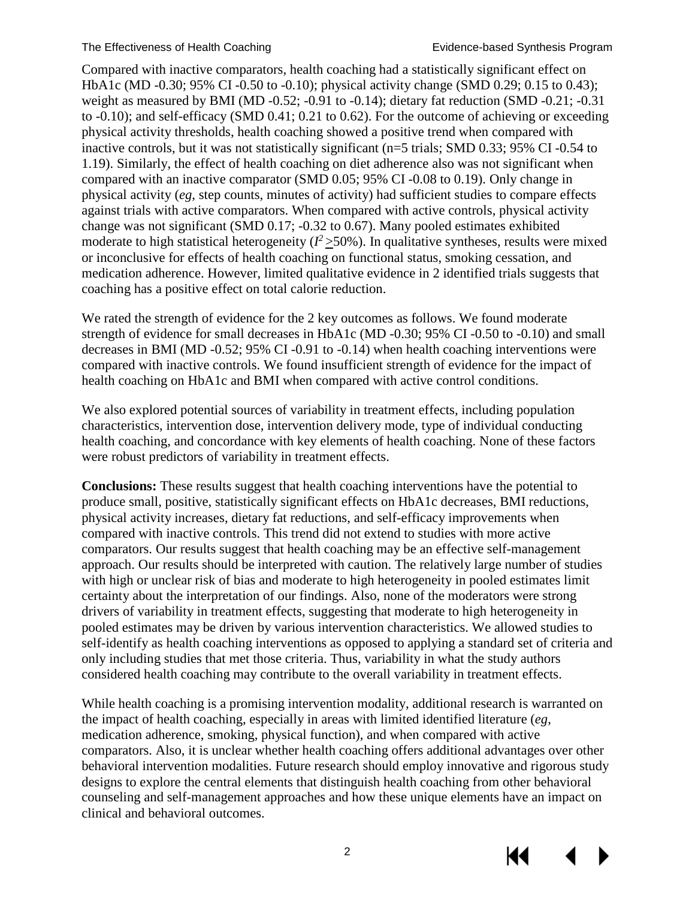Compared with inactive comparators, health coaching had a statistically significant effect on HbA1c (MD -0.30; 95% CI -0.50 to -0.10); physical activity change (SMD 0.29; 0.15 to 0.43); weight as measured by BMI (MD -0.52; -0.91 to -0.14); dietary fat reduction (SMD -0.21; -0.31 to -0.10); and self-efficacy (SMD 0.41; 0.21 to 0.62). For the outcome of achieving or exceeding physical activity thresholds, health coaching showed a positive trend when compared with inactive controls, but it was not statistically significant (n=5 trials; SMD 0.33; 95% CI -0.54 to 1.19). Similarly, the effect of health coaching on diet adherence also was not significant when compared with an inactive comparator (SMD 0.05; 95% CI -0.08 to 0.19). Only change in physical activity (*eg*, step counts, minutes of activity) had sufficient studies to compare effects against trials with active comparators. When compared with active controls, physical activity change was not significant (SMD 0.17; -0.32 to 0.67). Many pooled estimates exhibited moderate to high statistical heterogeneity ($I^2 \geq 50\%$). In qualitative syntheses, results were mixed or inconclusive for effects of health coaching on functional status, smoking cessation, and medication adherence. However, limited qualitative evidence in 2 identified trials suggests that coaching has a positive effect on total calorie reduction.

We rated the strength of evidence for the 2 key outcomes as follows. We found moderate strength of evidence for small decreases in HbA1c (MD -0.30; 95% CI -0.50 to -0.10) and small decreases in BMI (MD -0.52; 95% CI -0.91 to -0.14) when health coaching interventions were compared with inactive controls. We found insufficient strength of evidence for the impact of health coaching on HbA1c and BMI when compared with active control conditions.

We also explored potential sources of variability in treatment effects, including population characteristics, intervention dose, intervention delivery mode, type of individual conducting health coaching, and concordance with key elements of health coaching. None of these factors were robust predictors of variability in treatment effects.

**Conclusions:** These results suggest that health coaching interventions have the potential to produce small, positive, statistically significant effects on HbA1c decreases, BMI reductions, physical activity increases, dietary fat reductions, and self-efficacy improvements when compared with inactive controls. This trend did not extend to studies with more active comparators. Our results suggest that health coaching may be an effective self-management approach. Our results should be interpreted with caution. The relatively large number of studies with high or unclear risk of bias and moderate to high heterogeneity in pooled estimates limit certainty about the interpretation of our findings. Also, none of the moderators were strong drivers of variability in treatment effects, suggesting that moderate to high heterogeneity in pooled estimates may be driven by various intervention characteristics. We allowed studies to self-identify as health coaching interventions as opposed to applying a standard set of criteria and only including studies that met those criteria. Thus, variability in what the study authors considered health coaching may contribute to the overall variability in treatment effects.

While health coaching is a promising intervention modality, additional research is warranted on the impact of health coaching, especially in areas with limited identified literature (*eg*, medication adherence, smoking, physical function), and when compared with active comparators. Also, it is unclear whether health coaching offers additional advantages over other behavioral intervention modalities. Future research should employ innovative and rigorous study designs to explore the central elements that distinguish health coaching from other behavioral counseling and self-management approaches and how these unique elements have an impact on clinical and behavioral outcomes.